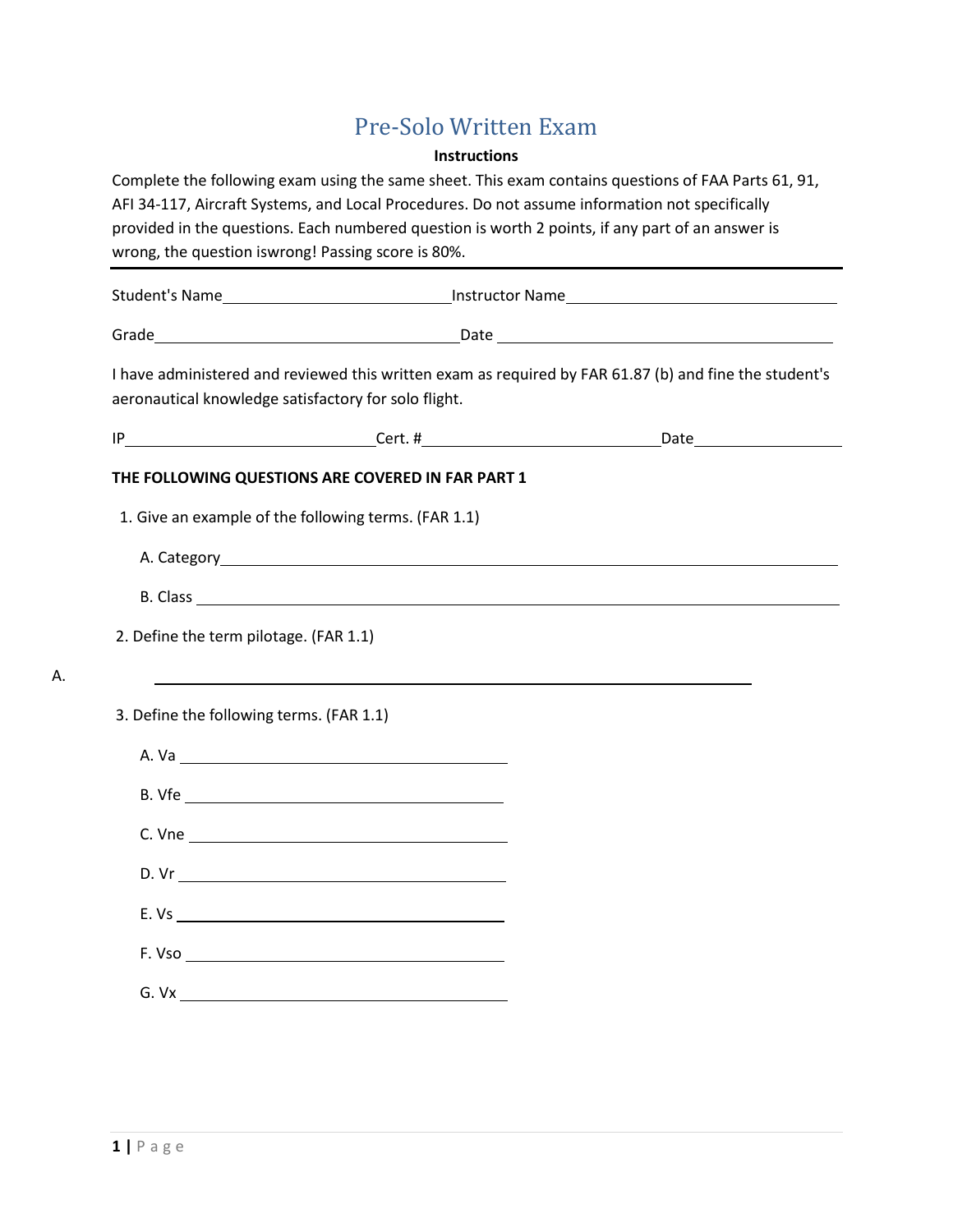# Pre-Solo Written Exam

**Instructions**

Complete the following exam using the same sheet. This exam contains questions of FAA Parts 61, 91, AFI 34-117, Aircraft Systems, and Local Procedures. Do not assume information not specifically provided in the questions. Each numbered question is worth 2 points, if any part of an answer is wrong, the question iswrong! Passing score is 80%.

---

Student's Name_______________________ Instructor Name_______________________

Grade_______________________ Date _______________________

I have administered and reviewed this written exam as required by FAR 61.87 (b) and fine the student's aeronautical knowledge satisfactory for solo flight.

IP_______________________ Cert. #_______________________ Date_______________________

**THE FOLLOWING QUESTIONS ARE COVERED IN FAR PART 1**

1. Give an example of the following terms. (FAR 1.1)

   A. Category_______________________________________________

   B. Class _______________________________________________

2. Define the term pilotage. (FAR 1.1)

A. _______________________________________________

3. Define the following terms. (FAR 1.1)

   A. Va _______________________

   B. Vfe _______________________

   C. Vne _______________________

   D. Vr _______________________

   E. Vs _______________________

   F. Vso _______________________

   G. Vx _______________________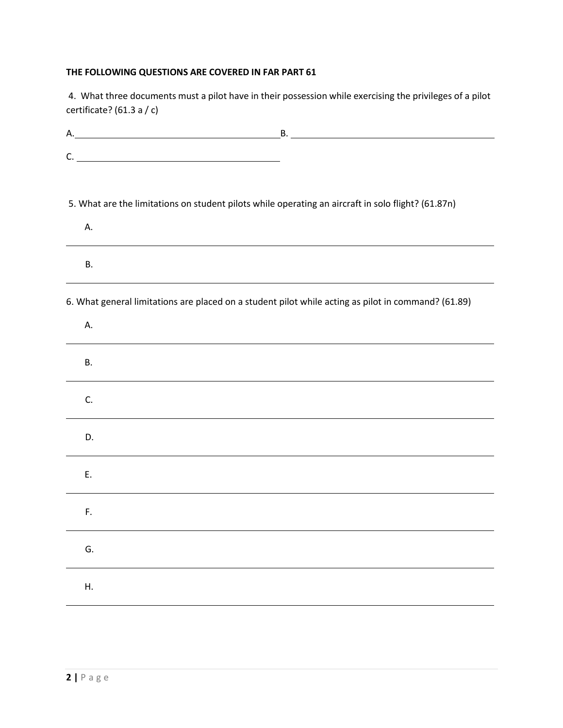**THE FOLLOWING QUESTIONS ARE COVERED IN FAR PART 61**

4. What three documents must a pilot have in their possession while exercising the privileges of a pilot certificate? (61.3 a / c)

A. ________________________ B. ________________________

C. ________________________

5. What are the limitations on student pilots while operating an aircraft in solo flight? (61.87n)

A. ______________________________________________________________

B. ______________________________________________________________

6. What general limitations are placed on a student pilot while acting as pilot in command? (61.89)

A. ______________________________________________________________

B. ______________________________________________________________

C. ______________________________________________________________

D. ______________________________________________________________

E. ______________________________________________________________

F. ______________________________________________________________

G. ______________________________________________________________

H. ______________________________________________________________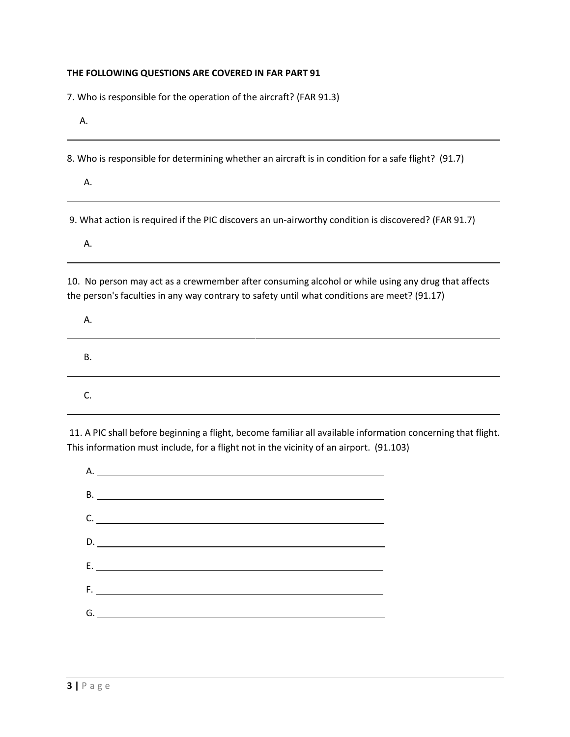**THE FOLLOWING QUESTIONS ARE COVERED IN FAR PART 91**

7. Who is responsible for the operation of the aircraft? (FAR 91.3)

A.

---

8. Who is responsible for determining whether an aircraft is in condition for a safe flight? (91.7)

A.

---

9. What action is required if the PIC discovers an un-airworthy condition is discovered? (FAR 91.7)

A.

---

10. No person may act as a crewmember after consuming alcohol or while using any drug that affects the person's faculties in any way contrary to safety until what conditions are meet? (91.17)

A.

---

B.

---

C.

---

11. A PIC shall before beginning a flight, become familiar all available information concerning that flight. This information must include, for a flight not in the vicinity of an airport. (91.103)

A. ____________________

B. ____________________

C. ____________________

D. ____________________

E. ____________________

F. ____________________

G. ____________________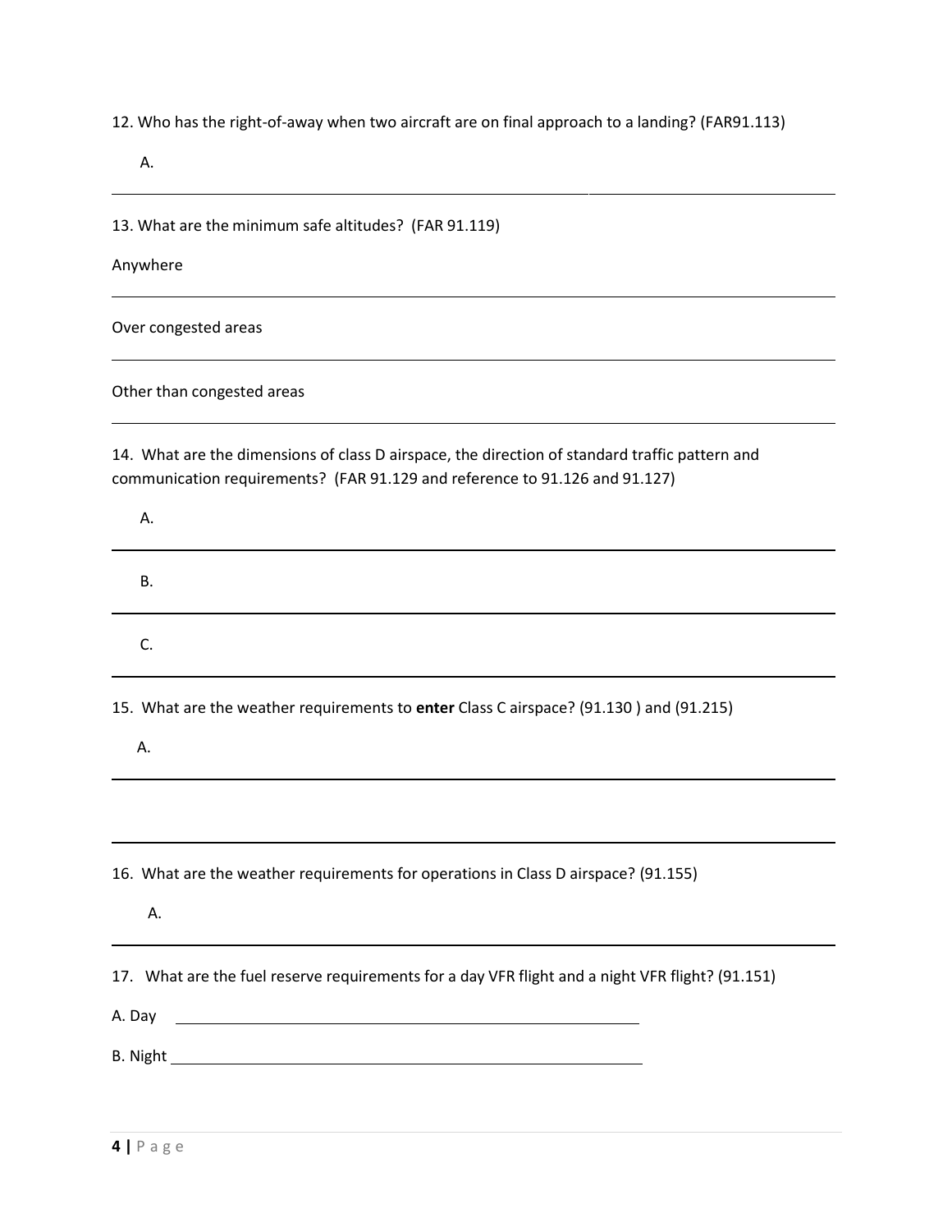12. Who has the right-of-away when two aircraft are on final approach to a landing? (FAR91.113)

A.

---

13. What are the minimum safe altitudes? (FAR 91.119)

Anywhere

---

Over congested areas

---

Other than congested areas

---

14. What are the dimensions of class D airspace, the direction of standard traffic pattern and communication requirements? (FAR 91.129 and reference to 91.126 and 91.127)

A.

---

B.

---

C.

---

15. What are the weather requirements to **enter** Class C airspace? (91.130 ) and (91.215)

A.

---

---

16. What are the weather requirements for operations in Class D airspace? (91.155)

A.

---

17. What are the fuel reserve requirements for a day VFR flight and a night VFR flight? (91.151)

A. Day ______________________________

B. Night ______________________________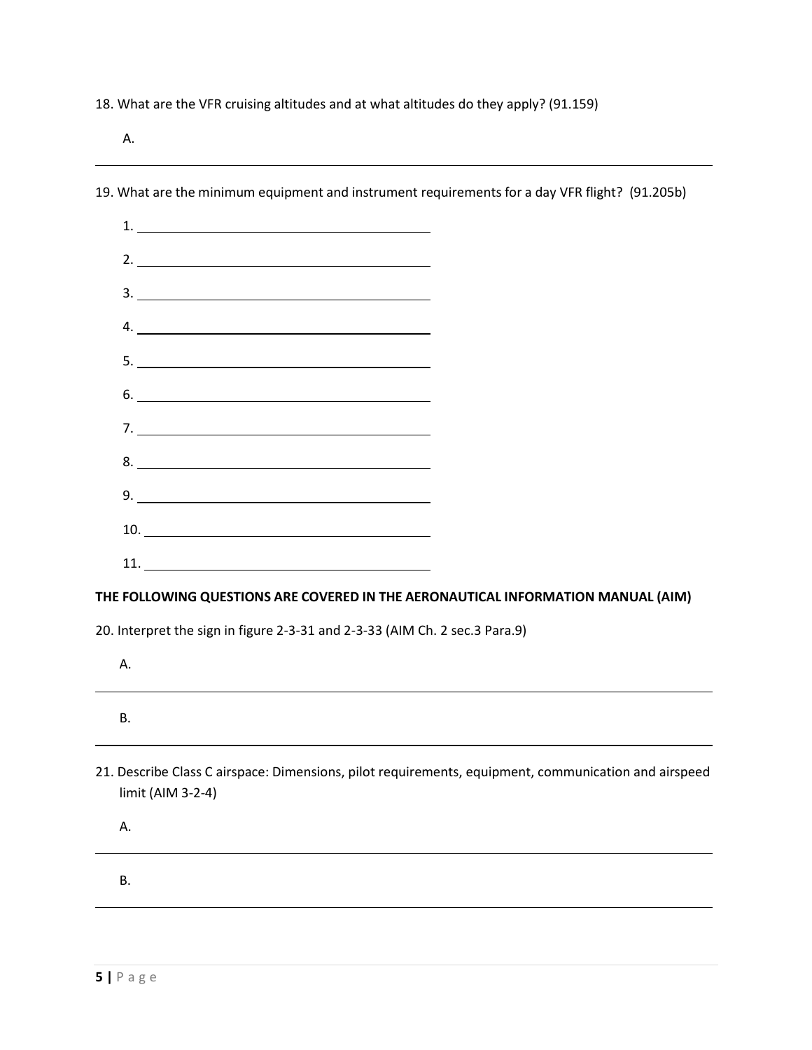18. What are the VFR cruising altitudes and at what altitudes do they apply? (91.159)

    A.

---

19. What are the minimum equipment and instrument requirements for a day VFR flight? (91.205b)

    1. \_\_\_\_\_\_\_\_\_\_\_\_\_\_\_\_\_\_\_\_\_\_\_\_\_\_\_\_\_\_\_\_\_\_\_\_\_\_\_\_
    2. \_\_\_\_\_\_\_\_\_\_\_\_\_\_\_\_\_\_\_\_\_\_\_\_\_\_\_\_\_\_\_\_\_\_\_\_\_\_\_\_
    3. \_\_\_\_\_\_\_\_\_\_\_\_\_\_\_\_\_\_\_\_\_\_\_\_\_\_\_\_\_\_\_\_\_\_\_\_\_\_\_\_
    4. \_\_\_\_\_\_\_\_\_\_\_\_\_\_\_\_\_\_\_\_\_\_\_\_\_\_\_\_\_\_\_\_\_\_\_\_\_\_\_\_
    5. \_\_\_\_\_\_\_\_\_\_\_\_\_\_\_\_\_\_\_\_\_\_\_\_\_\_\_\_\_\_\_\_\_\_\_\_\_\_\_\_
    6. \_\_\_\_\_\_\_\_\_\_\_\_\_\_\_\_\_\_\_\_\_\_\_\_\_\_\_\_\_\_\_\_\_\_\_\_\_\_\_\_
    7. \_\_\_\_\_\_\_\_\_\_\_\_\_\_\_\_\_\_\_\_\_\_\_\_\_\_\_\_\_\_\_\_\_\_\_\_\_\_\_\_
    8. \_\_\_\_\_\_\_\_\_\_\_\_\_\_\_\_\_\_\_\_\_\_\_\_\_\_\_\_\_\_\_\_\_\_\_\_\_\_\_\_
    9. \_\_\_\_\_\_\_\_\_\_\_\_\_\_\_\_\_\_\_\_\_\_\_\_\_\_\_\_\_\_\_\_\_\_\_\_\_\_\_\_
    10. \_\_\_\_\_\_\_\_\_\_\_\_\_\_\_\_\_\_\_\_\_\_\_\_\_\_\_\_\_\_\_\_\_\_\_\_\_\_\_\_
    11. \_\_\_\_\_\_\_\_\_\_\_\_\_\_\_\_\_\_\_\_\_\_\_\_\_\_\_\_\_\_\_\_\_\_\_\_\_\_\_\_

**THE FOLLOWING QUESTIONS ARE COVERED IN THE AERONAUTICAL INFORMATION MANUAL (AIM)**

20. Interpret the sign in figure 2-3-31 and 2-3-33 (AIM Ch. 2 sec.3 Para.9)

    A.

---

    B.

---

21. Describe Class C airspace: Dimensions, pilot requirements, equipment, communication and airspeed limit (AIM 3-2-4)

    A.

---

    B.

---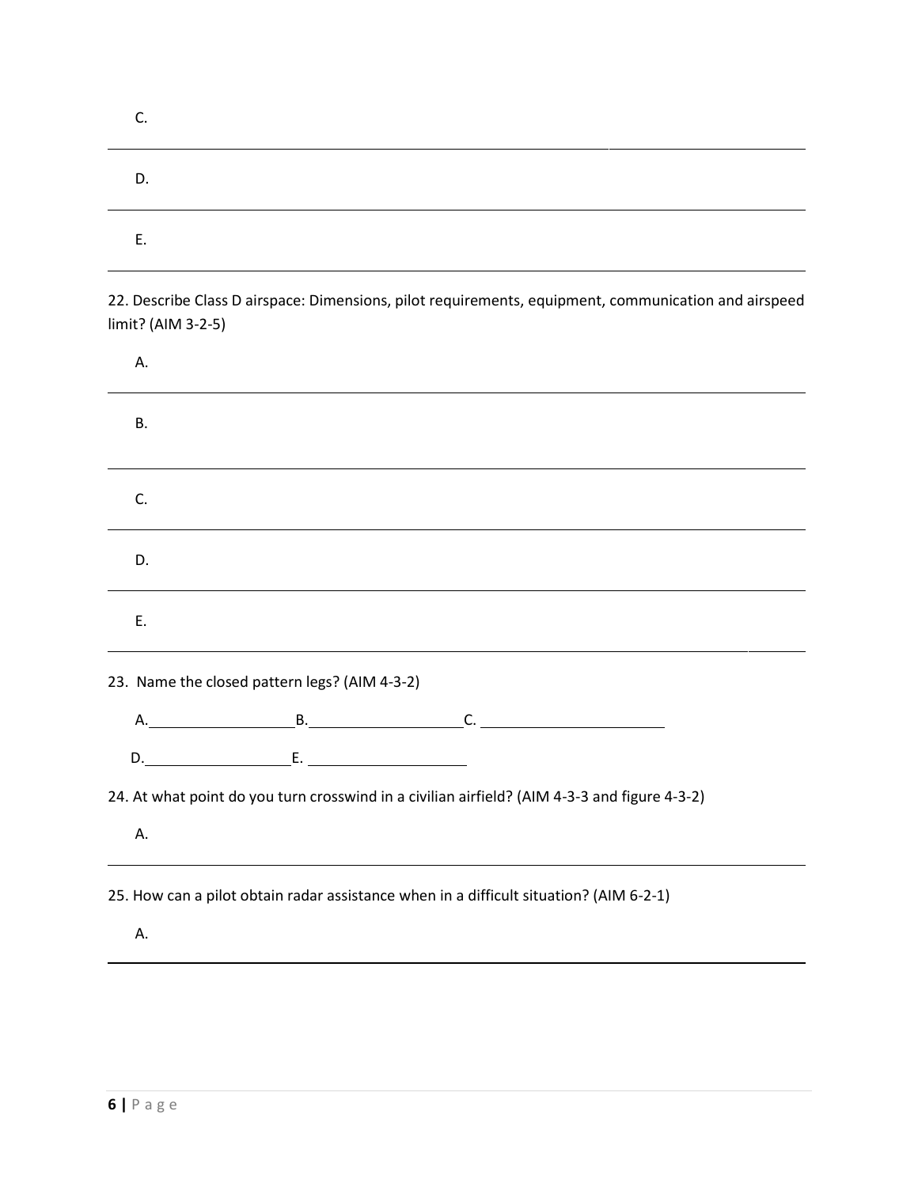C.

---

D.

---

E.

---

22. Describe Class D airspace: Dimensions, pilot requirements, equipment, communication and airspeed limit? (AIM 3-2-5)

A.

---

B.

---

C.

---

D.

---

E.

---

23. Name the closed pattern legs? (AIM 4-3-2)

A.\_\_\_\_\_\_\_\_\_\_\_\_\_\_\_\_ B.\_\_\_\_\_\_\_\_\_\_\_\_\_\_\_\_ C. \_\_\_\_\_\_\_\_\_\_\_\_\_\_\_\_\_\_\_\_

D.\_\_\_\_\_\_\_\_\_\_\_\_\_\_\_\_ E. \_\_\_\_\_\_\_\_\_\_\_\_\_\_\_\_

24. At what point do you turn crosswind in a civilian airfield? (AIM 4-3-3 and figure 4-3-2)

A.

---

25. How can a pilot obtain radar assistance when in a difficult situation? (AIM 6-2-1)

A.

---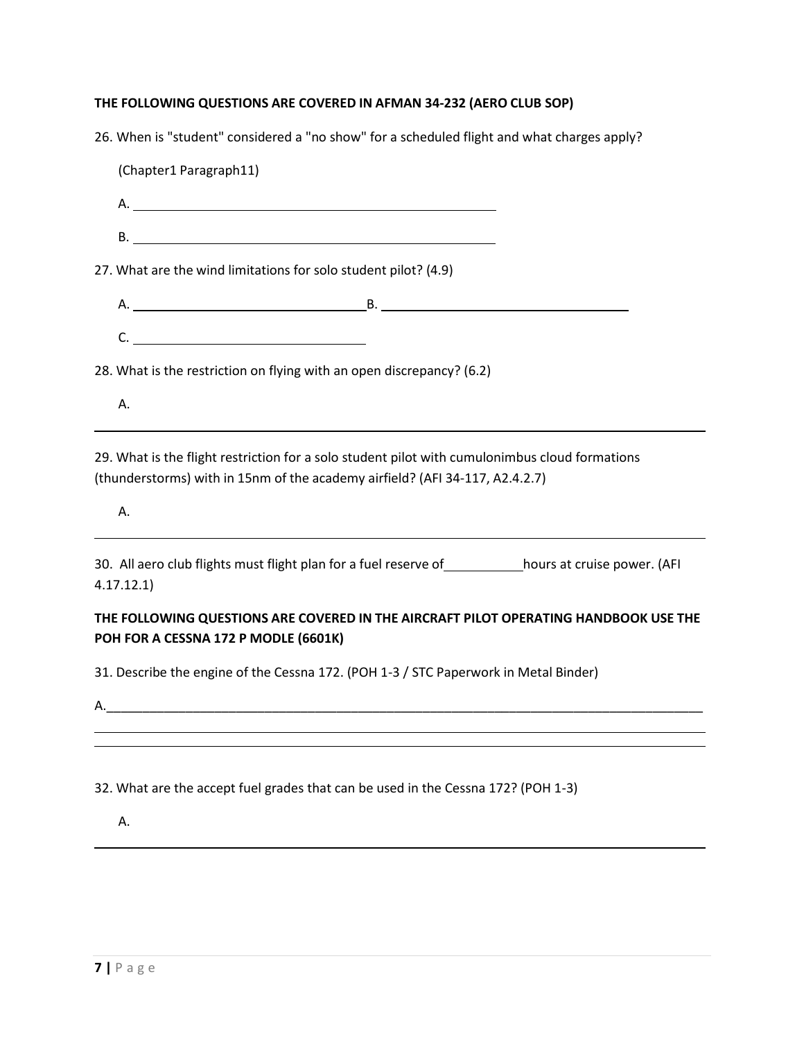**THE FOLLOWING QUESTIONS ARE COVERED IN AFMAN 34-232 (AERO CLUB SOP)**

26. When is "student" considered a "no show" for a scheduled flight and what charges apply?

    (Chapter1 Paragraph11)

    A. ____________________________________________

    B. ____________________________________________

27. What are the wind limitations for solo student pilot? (4.9)

    A. ____________________________ B. ____________________________

    C. ____________________________

28. What is the restriction on flying with an open discrepancy? (6.2)

    A.

____________________________________________________________________________

29. What is the flight restriction for a solo student pilot with cumulonimbus cloud formations (thunderstorms) with in 15nm of the academy airfield? (AFI 34-117, A2.4.2.7)

    A.

____________________________________________________________________________

30. All aero club flights must flight plan for a fuel reserve of __________ hours at cruise power. (AFI 4.17.12.1)

**THE FOLLOWING QUESTIONS ARE COVERED IN THE AIRCRAFT PILOT OPERATING HANDBOOK USE THE POH FOR A CESSNA 172 P MODLE (6601K)**

31. Describe the engine of the Cessna 172. (POH 1-3 / STC Paperwork in Metal Binder)

A.__________________________________________________________________________

____________________________________________________________________________

____________________________________________________________________________

32. What are the accept fuel grades that can be used in the Cessna 172? (POH 1-3)

    A.

____________________________________________________________________________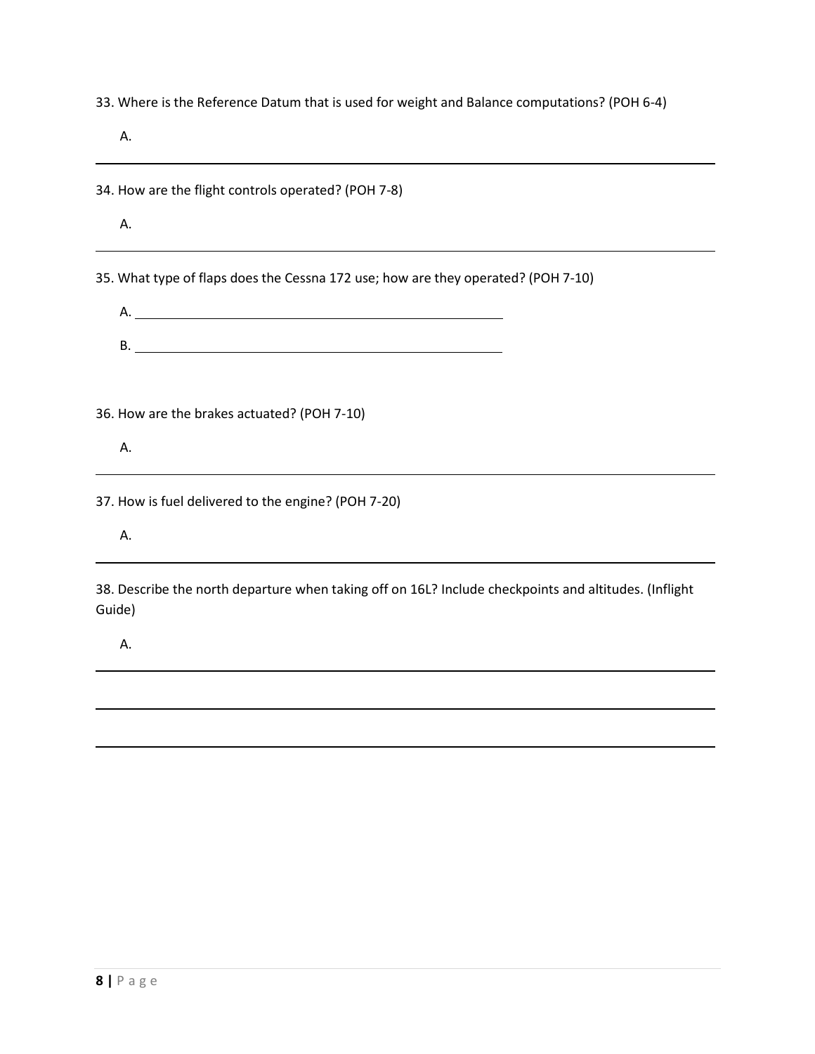33. Where is the Reference Datum that is used for weight and Balance computations? (POH 6-4)

A.

---

34. How are the flight controls operated? (POH 7-8)

A.

---

35. What type of flaps does the Cessna 172 use; how are they operated? (POH 7-10)

A. \_\_\_\_\_\_\_\_\_\_\_\_\_\_\_\_\_\_\_\_\_\_\_\_\_\_\_\_\_\_\_\_\_\_\_\_\_\_\_\_\_\_\_\_

B. \_\_\_\_\_\_\_\_\_\_\_\_\_\_\_\_\_\_\_\_\_\_\_\_\_\_\_\_\_\_\_\_\_\_\_\_\_\_\_\_\_\_\_\_

36. How are the brakes actuated? (POH 7-10)

A.

---

37. How is fuel delivered to the engine? (POH 7-20)

A.

---

38. Describe the north departure when taking off on 16L? Include checkpoints and altitudes. (Inflight Guide)

A.

---

---

---